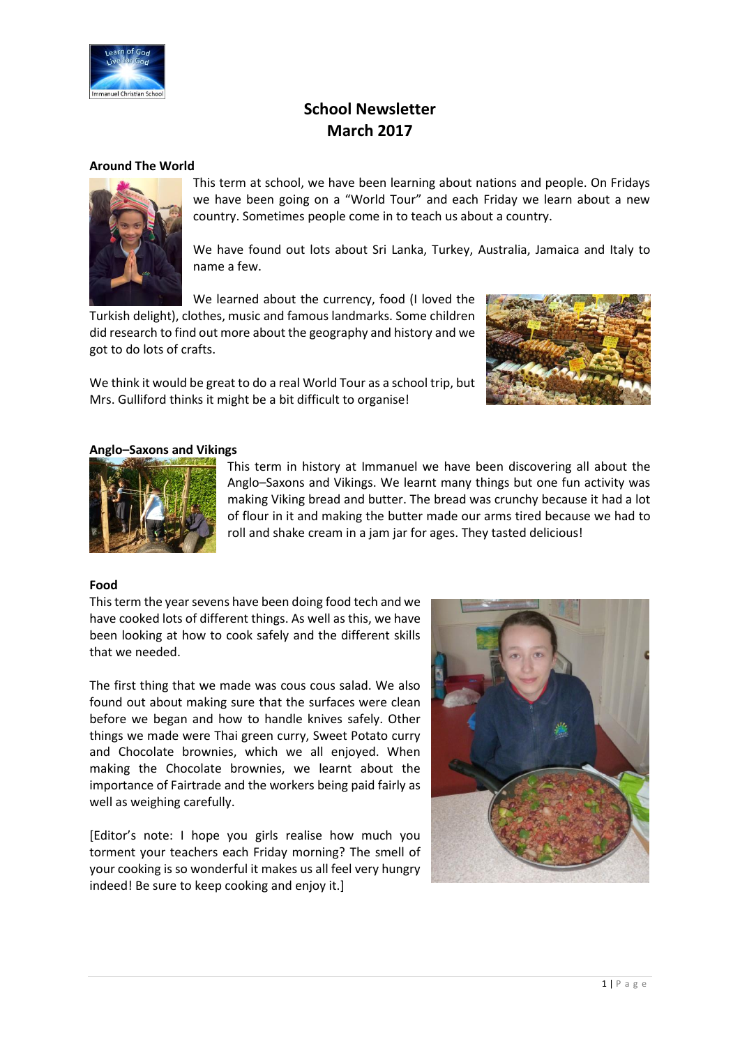# School Newsletter
# March 2017

## Around The World

This term at school, we have been learning about nations and people. On Fridays we have been going on a "World Tour" and each Friday we learn about a new country. Sometimes people come in to teach us about a country.

We have found out lots about Sri Lanka, Turkey, Australia, Jamaica and Italy to name a few.

We learned about the currency, food (I loved the Turkish delight), clothes, music and famous landmarks. Some children did research to find out more about the geography and history and we got to do lots of crafts.

We think it would be great to do a real World Tour as a school trip, but Mrs. Gulliford thinks it might be a bit difficult to organise!

## Anglo–Saxons and Vikings

This term in history at Immanuel we have been discovering all about the Anglo–Saxons and Vikings. We learnt many things but one fun activity was making Viking bread and butter. The bread was crunchy because it had a lot of flour in it and making the butter made our arms tired because we had to roll and shake cream in a jam jar for ages. They tasted delicious!

## Food

This term the year sevens have been doing food tech and we have cooked lots of different things. As well as this, we have been looking at how to cook safely and the different skills that we needed.

The first thing that we made was cous cous salad. We also found out about making sure that the surfaces were clean before we began and how to handle knives safely. Other things we made were Thai green curry, Sweet Potato curry and Chocolate brownies, which we all enjoyed. When making the Chocolate brownies, we learnt about the importance of Fairtrade and the workers being paid fairly as well as weighing carefully.

[Editor's note: I hope you girls realise how much you torment your teachers each Friday morning? The smell of your cooking is so wonderful it makes us all feel very hungry indeed! Be sure to keep cooking and enjoy it.]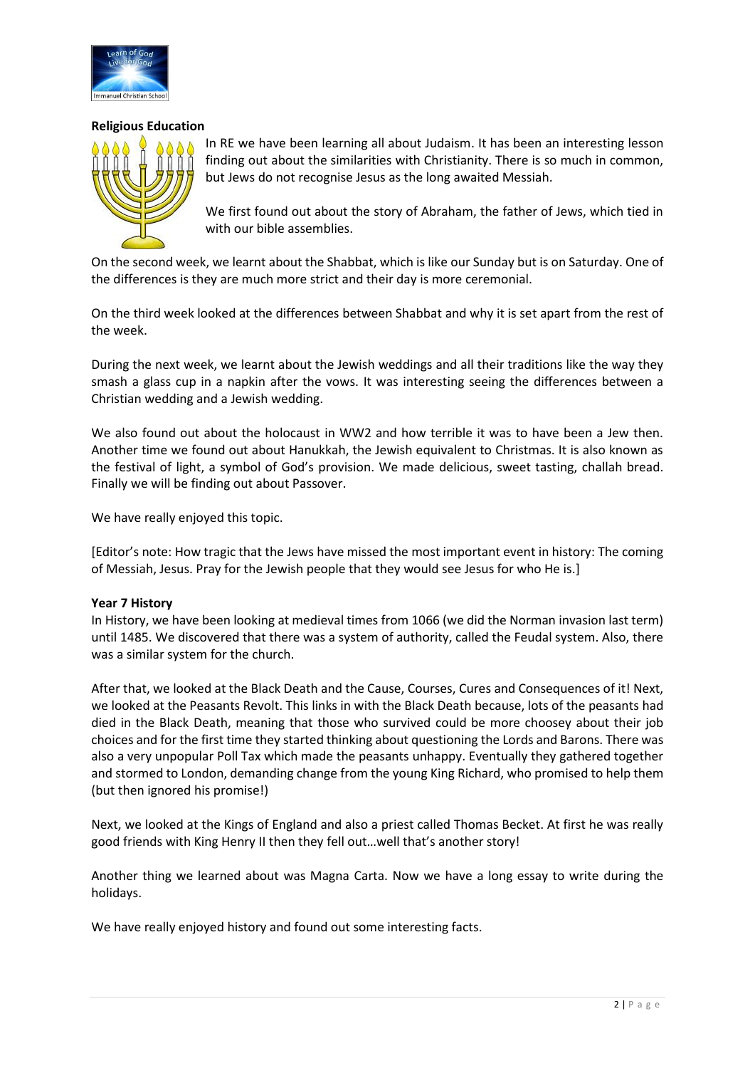**Religious Education**

In RE we have been learning all about Judaism. It has been an interesting lesson finding out about the similarities with Christianity. There is so much in common, but Jews do not recognise Jesus as the long awaited Messiah.

We first found out about the story of Abraham, the father of Jews, which tied in with our bible assemblies.

On the second week, we learnt about the Shabbat, which is like our Sunday but is on Saturday. One of the differences is they are much more strict and their day is more ceremonial.

On the third week looked at the differences between Shabbat and why it is set apart from the rest of the week.

During the next week, we learnt about the Jewish weddings and all their traditions like the way they smash a glass cup in a napkin after the vows. It was interesting seeing the differences between a Christian wedding and a Jewish wedding.

We also found out about the holocaust in WW2 and how terrible it was to have been a Jew then. Another time we found out about Hanukkah, the Jewish equivalent to Christmas. It is also known as the festival of light, a symbol of God's provision. We made delicious, sweet tasting, challah bread. Finally we will be finding out about Passover.

We have really enjoyed this topic.

[Editor's note: How tragic that the Jews have missed the most important event in history: The coming of Messiah, Jesus. Pray for the Jewish people that they would see Jesus for who He is.]

**Year 7 History**

In History, we have been looking at medieval times from 1066 (we did the Norman invasion last term) until 1485. We discovered that there was a system of authority, called the Feudal system. Also, there was a similar system for the church.

After that, we looked at the Black Death and the Cause, Courses, Cures and Consequences of it! Next, we looked at the Peasants Revolt. This links in with the Black Death because, lots of the peasants had died in the Black Death, meaning that those who survived could be more choosey about their job choices and for the first time they started thinking about questioning the Lords and Barons. There was also a very unpopular Poll Tax which made the peasants unhappy. Eventually they gathered together and stormed to London, demanding change from the young King Richard, who promised to help them (but then ignored his promise!)

Next, we looked at the Kings of England and also a priest called Thomas Becket. At first he was really good friends with King Henry II then they fell out…well that's another story!

Another thing we learned about was Magna Carta. Now we have a long essay to write during the holidays.

We have really enjoyed history and found out some interesting facts.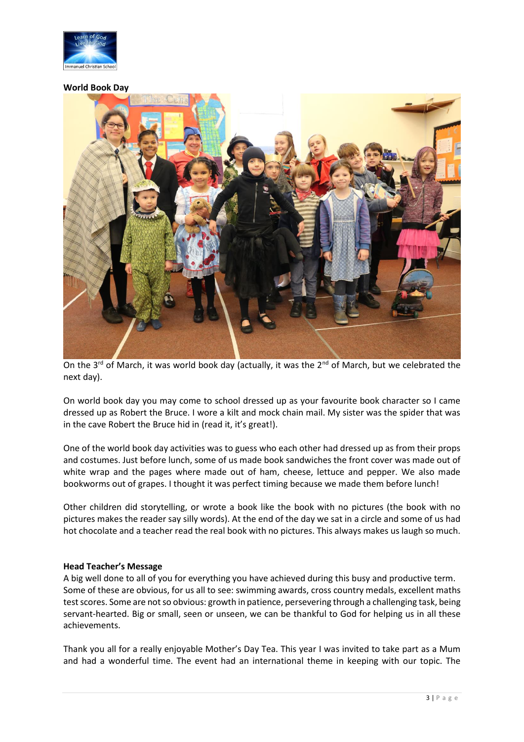**World Book Day**

On the 3rd of March, it was world book day (actually, it was the 2nd of March, but we celebrated the next day).

On world book day you may come to school dressed up as your favourite book character so I came dressed up as Robert the Bruce. I wore a kilt and mock chain mail. My sister was the spider that was in the cave Robert the Bruce hid in (read it, it's great!).

One of the world book day activities was to guess who each other had dressed up as from their props and costumes. Just before lunch, some of us made book sandwiches the front cover was made out of white wrap and the pages where made out of ham, cheese, lettuce and pepper. We also made bookworms out of grapes. I thought it was perfect timing because we made them before lunch!

Other children did storytelling, or wrote a book like the book with no pictures (the book with no pictures makes the reader say silly words). At the end of the day we sat in a circle and some of us had hot chocolate and a teacher read the real book with no pictures. This always makes us laugh so much.

**Head Teacher's Message**

A big well done to all of you for everything you have achieved during this busy and productive term. Some of these are obvious, for us all to see: swimming awards, cross country medals, excellent maths test scores. Some are not so obvious: growth in patience, persevering through a challenging task, being servant-hearted. Big or small, seen or unseen, we can be thankful to God for helping us in all these achievements.

Thank you all for a really enjoyable Mother's Day Tea. This year I was invited to take part as a Mum and had a wonderful time. The event had an international theme in keeping with our topic. The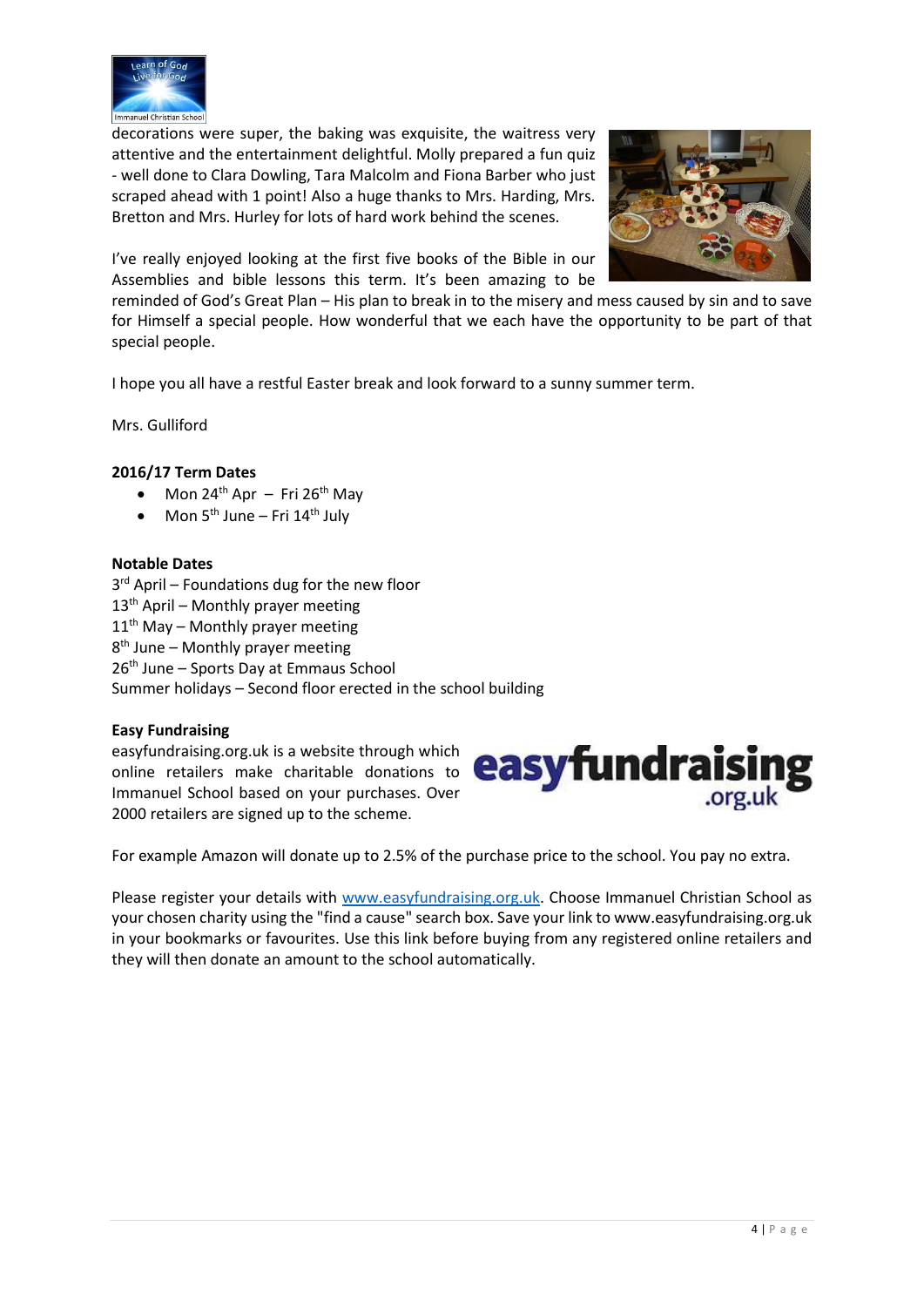decorations were super, the baking was exquisite, the waitress very attentive and the entertainment delightful. Molly prepared a fun quiz - well done to Clara Dowling, Tara Malcolm and Fiona Barber who just scraped ahead with 1 point! Also a huge thanks to Mrs. Harding, Mrs. Bretton and Mrs. Hurley for lots of hard work behind the scenes.

I've really enjoyed looking at the first five books of the Bible in our Assemblies and bible lessons this term. It's been amazing to be reminded of God's Great Plan – His plan to break in to the misery and mess caused by sin and to save for Himself a special people. How wonderful that we each have the opportunity to be part of that special people.

I hope you all have a restful Easter break and look forward to a sunny summer term.

Mrs. Gulliford

**2016/17 Term Dates**

- Mon 24th Apr – Fri 26th May
- Mon 5th June – Fri 14th July

**Notable Dates**

3rd April – Foundations dug for the new floor
13th April – Monthly prayer meeting
11th May – Monthly prayer meeting
8th June – Monthly prayer meeting
26th June – Sports Day at Emmaus School
Summer holidays – Second floor erected in the school building

**Easy Fundraising**

easyfundraising.org.uk is a website through which online retailers make charitable donations to Immanuel School based on your purchases. Over 2000 retailers are signed up to the scheme.

For example Amazon will donate up to 2.5% of the purchase price to the school. You pay no extra.

Please register your details with [www.easyfundraising.org.uk](www.easyfundraising.org.uk). Choose Immanuel Christian School as your chosen charity using the "find a cause" search box. Save your link to www.easyfundraising.org.uk in your bookmarks or favourites. Use this link before buying from any registered online retailers and they will then donate an amount to the school automatically.